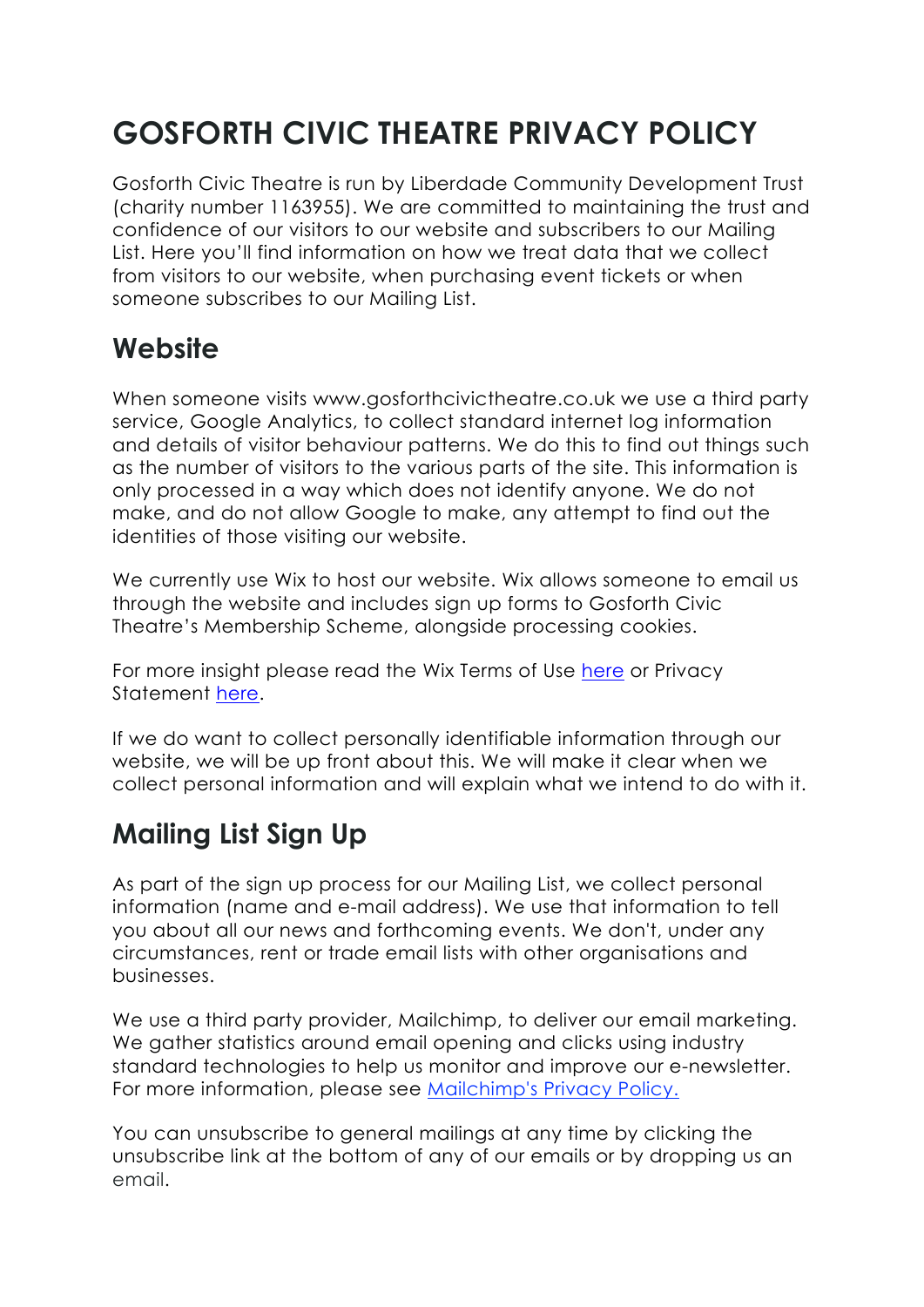# GOSFORTH CIVIC THEATRE PRIVACY POLICY

Gosforth Civic Theatre is run by Liberdade Community Development Trust (charity number 1163955). We are committed to maintaining the trust and confidence of our visitors to our website and subscribers to our Mailing List. Here you'll find information on how we treat data that we collect from visitors to our website, when purchasing event tickets or when someone subscribes to our Mailing List.

## Website

When someone visits www.gosforthcivictheatre.co.uk we use a third party service, Google Analytics, to collect standard internet log information and details of visitor behaviour patterns. We do this to find out things such as the number of visitors to the various parts of the site. This information is only processed in a way which does not identify anyone. We do not make, and do not allow Google to make, any attempt to find out the identities of those visiting our website.

We currently use Wix to host our website. Wix allows someone to email us through the website and includes sign up forms to Gosforth Civic Theatre's Membership Scheme, alongside processing cookies.

For more insight please read the Wix Terms of Use here or Privacy Statement here.

If we do want to collect personally identifiable information through our website, we will be up front about this. We will make it clear when we collect personal information and will explain what we intend to do with it.

## Mailing List Sign Up

As part of the sign up process for our Mailing List, we collect personal information (name and e-mail address). We use that information to tell you about all our news and forthcoming events. We don't, under any circumstances, rent or trade email lists with other organisations and businesses.

We use a third party provider, Mailchimp, to deliver our email marketing. We gather statistics around email opening and clicks using industry standard technologies to help us monitor and improve our e-newsletter. For more information, please see Mailchimp's Privacy Policy.

You can unsubscribe to general mailings at any time by clicking the unsubscribe link at the bottom of any of our emails or by dropping us an email.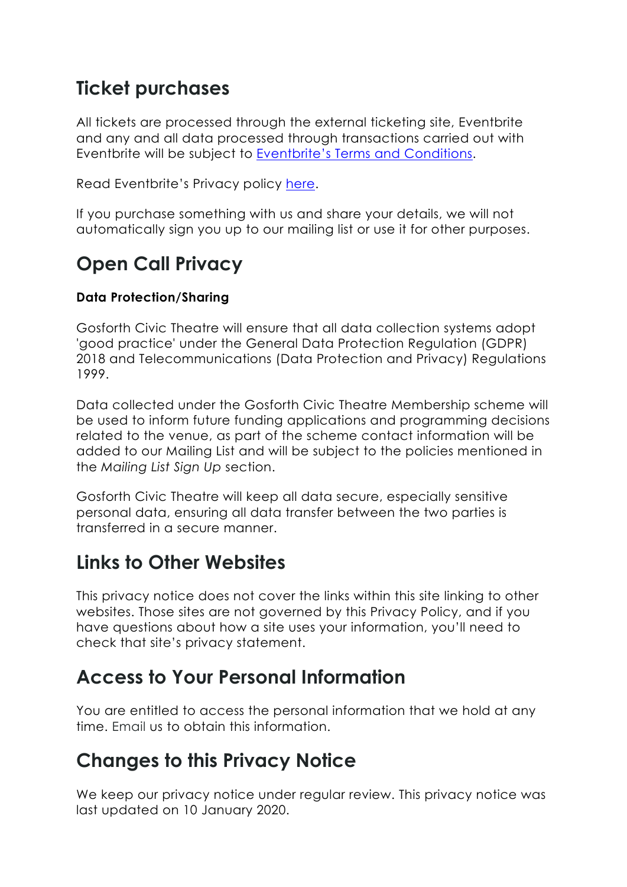## Ticket purchases

All tickets are processed through the external ticketing site, Eventbrite and any and all data processed through transactions carried out with Eventbrite will be subject to Eventbrite's Terms and Conditions.

Read Eventbrite's Privacy policy here.

If you purchase something with us and share your details, we will not automatically sign you up to our mailing list or use it for other purposes.

## Open Call Privacy

**Data Protection/Sharing**

Gosforth Civic Theatre will ensure that all data collection systems adopt 'good practice' under the General Data Protection Regulation (GDPR) 2018 and Telecommunications (Data Protection and Privacy) Regulations 1999.

Data collected under the Gosforth Civic Theatre Membership scheme will be used to inform future funding applications and programming decisions related to the venue, as part of the scheme contact information will be added to our Mailing List and will be subject to the policies mentioned in the *Mailing List Sign Up* section.

Gosforth Civic Theatre will keep all data secure, especially sensitive personal data, ensuring all data transfer between the two parties is transferred in a secure manner.

## Links to Other Websites

This privacy notice does not cover the links within this site linking to other websites. Those sites are not governed by this Privacy Policy, and if you have questions about how a site uses your information, you'll need to check that site's privacy statement.

## Access to Your Personal Information

You are entitled to access the personal information that we hold at any time. Email us to obtain this information.

## Changes to this Privacy Notice

We keep our privacy notice under regular review. This privacy notice was last updated on 10 January 2020.